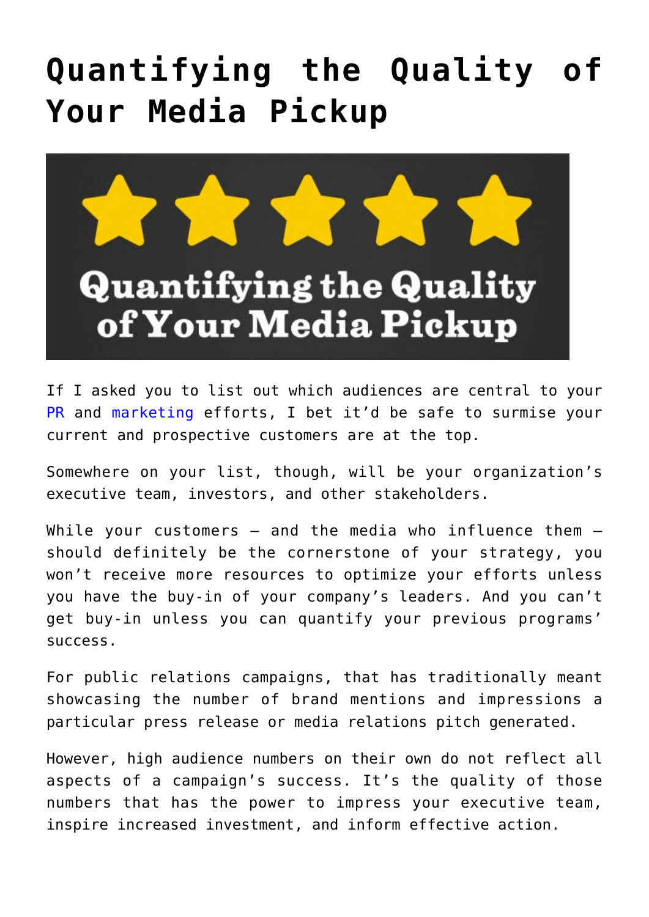# Quantifying the Quality of Your Media Pickup

If I asked you to list out which audiences are central to your PR and marketing efforts, I bet it'd be safe to surmise your current and prospective customers are at the top.

Somewhere on your list, though, will be your organization's executive team, investors, and other stakeholders.

While your customers – and the media who influence them – should definitely be the cornerstone of your strategy, you won't receive more resources to optimize your efforts unless you have the buy-in of your company's leaders. And you can't get buy-in unless you can quantify your previous programs' success.

For public relations campaigns, that has traditionally meant showcasing the number of brand mentions and impressions a particular press release or media relations pitch generated.

However, high audience numbers on their own do not reflect all aspects of a campaign's success. It's the quality of those numbers that has the power to impress your executive team, inspire increased investment, and inform effective action.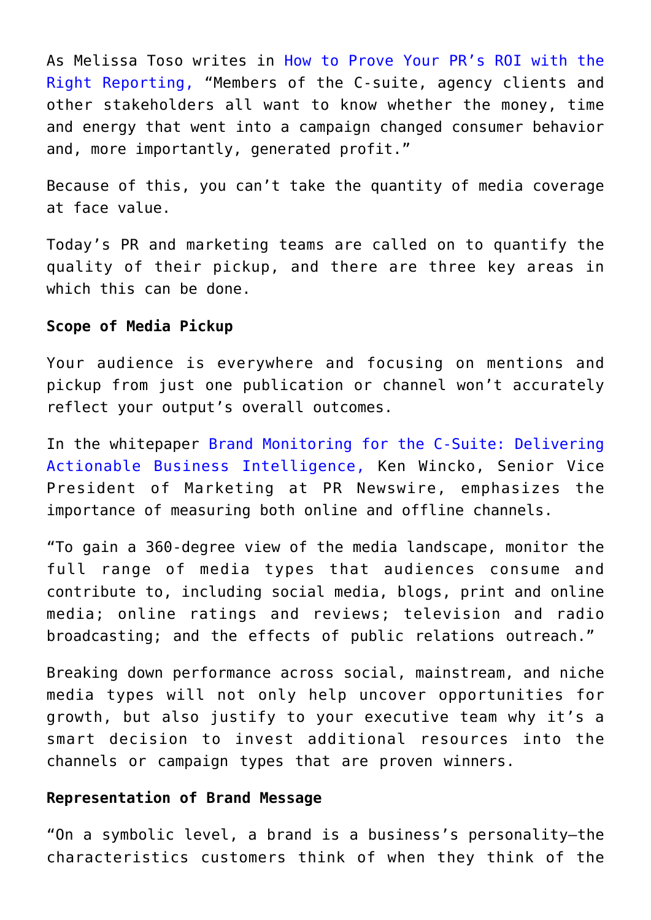As Melissa Toso writes in How to Prove Your PR's ROI with the Right Reporting, "Members of the C-suite, agency clients and other stakeholders all want to know whether the money, time and energy that went into a campaign changed consumer behavior and, more importantly, generated profit."

Because of this, you can't take the quantity of media coverage at face value.

Today's PR and marketing teams are called on to quantify the quality of their pickup, and there are three key areas in which this can be done.

**Scope of Media Pickup**

Your audience is everywhere and focusing on mentions and pickup from just one publication or channel won't accurately reflect your output's overall outcomes.

In the whitepaper Brand Monitoring for the C-Suite: Delivering Actionable Business Intelligence, Ken Wincko, Senior Vice President of Marketing at PR Newswire, emphasizes the importance of measuring both online and offline channels.

"To gain a 360-degree view of the media landscape, monitor the full range of media types that audiences consume and contribute to, including social media, blogs, print and online media; online ratings and reviews; television and radio broadcasting; and the effects of public relations outreach."

Breaking down performance across social, mainstream, and niche media types will not only help uncover opportunities for growth, but also justify to your executive team why it's a smart decision to invest additional resources into the channels or campaign types that are proven winners.

**Representation of Brand Message**

"On a symbolic level, a brand is a business's personality—the characteristics customers think of when they think of the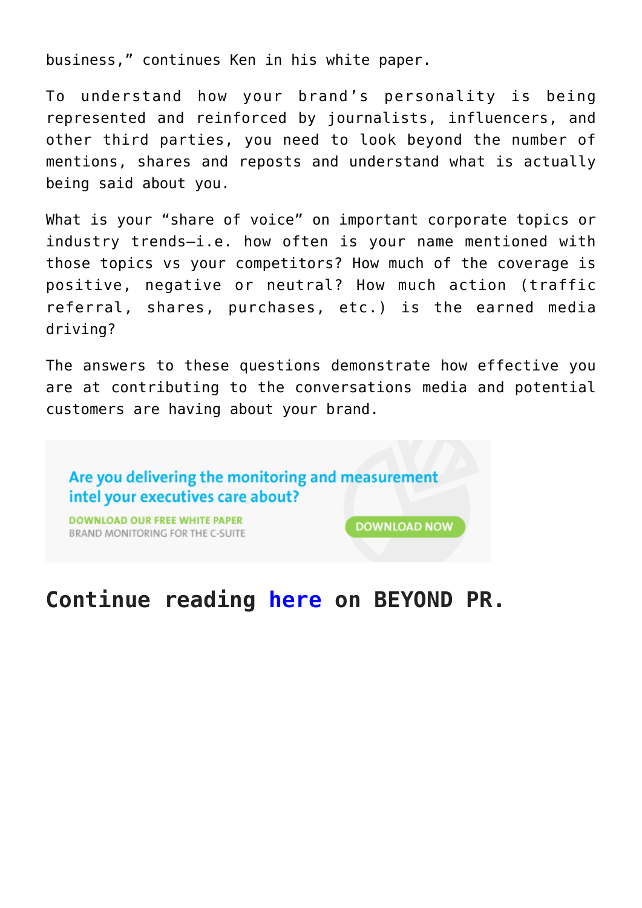business," continues Ken in his white paper.

To understand how your brand's personality is being represented and reinforced by journalists, influencers, and other third parties, you need to look beyond the number of mentions, shares and reposts and understand what is actually being said about you.

What is your "share of voice" on important corporate topics or industry trends—i.e. how often is your name mentioned with those topics vs your competitors? How much of the coverage is positive, negative or neutral? How much action (traffic referral, shares, purchases, etc.) is the earned media driving?

The answers to these questions demonstrate how effective you are at contributing to the conversations media and potential customers are having about your brand.

Are you delivering the monitoring and measurement intel your executives care about?

DOWNLOAD OUR FREE WHITE PAPER
BRAND MONITORING FOR THE C-SUITE

DOWNLOAD NOW

## Continue reading here on BEYOND PR.